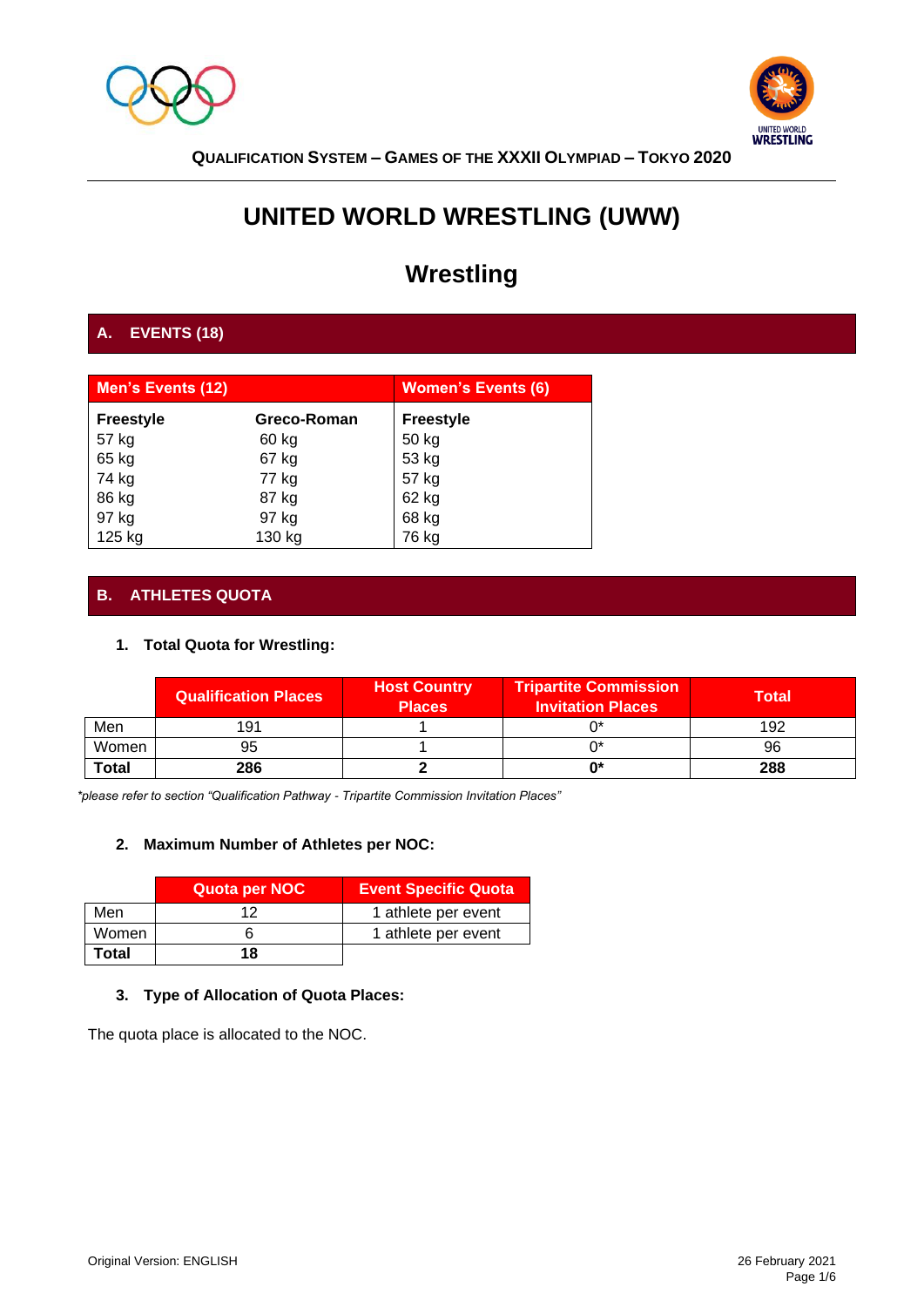QUALIFICATION SYSTEM – GAMES OF THE XXXII OLYMPIAD – TOKYO 2020

# UNITED WORLD WRESTLING (UWW)

# Wrestling

## A. EVENTS (18)

| Men's Events (12) | | Women's Events (6) |
|---|---|---|
| **Freestyle** | **Greco-Roman** | **Freestyle** |
| 57 kg | 60 kg | 50 kg |
| 65 kg | 67 kg | 53 kg |
| 74 kg | 77 kg | 57 kg |
| 86 kg | 87 kg | 62 kg |
| 97 kg | 97 kg | 68 kg |
| 125 kg | 130 kg | 76 kg |

## B. ATHLETES QUOTA

### 1. Total Quota for Wrestling:

| | Qualification Places | Host Country Places | Tripartite Commission Invitation Places | Total |
|---|---|---|---|---|
| Men | 191 | 1 | 0* | 192 |
| Women | 95 | 1 | 0* | 96 |
| **Total** | **286** | **2** | **0*** | **288** |

*\*please refer to section "Qualification Pathway - Tripartite Commission Invitation Places"*

### 2. Maximum Number of Athletes per NOC:

| | Quota per NOC | Event Specific Quota |
|---|---|---|
| Men | 12 | 1 athlete per event |
| Women | 6 | 1 athlete per event |
| **Total** | **18** | |

### 3. Type of Allocation of Quota Places:

The quota place is allocated to the NOC.

Original Version: ENGLISH

26 February 2021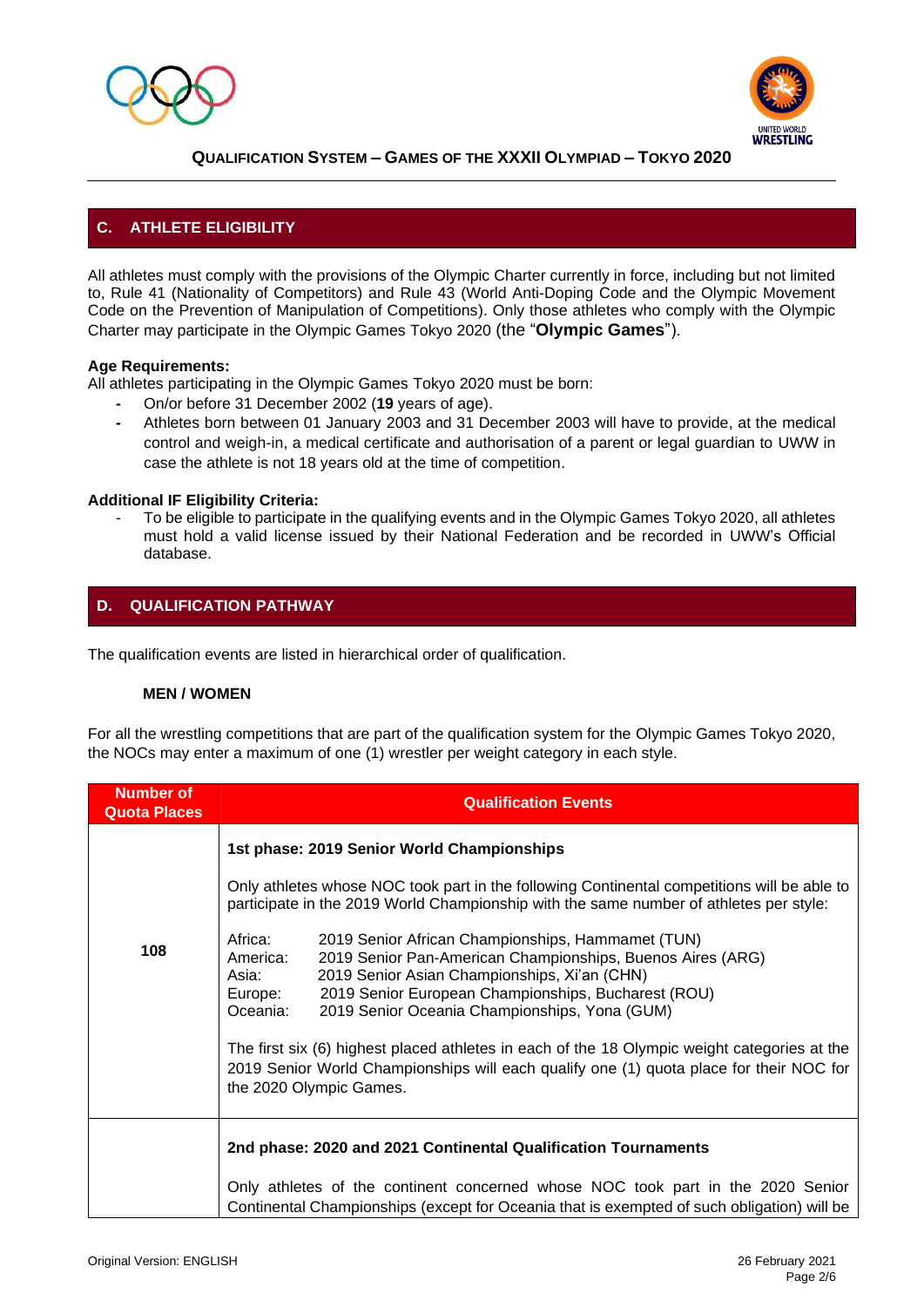## C. ATHLETE ELIGIBILITY

All athletes must comply with the provisions of the Olympic Charter currently in force, including but not limited to, Rule 41 (Nationality of Competitors) and Rule 43 (World Anti-Doping Code and the Olympic Movement Code on the Prevention of Manipulation of Competitions). Only those athletes who comply with the Olympic Charter may participate in the Olympic Games Tokyo 2020 (the "**Olympic Games**").

**Age Requirements:**
All athletes participating in the Olympic Games Tokyo 2020 must be born:

- On/or before 31 December 2002 (**19** years of age).
- Athletes born between 01 January 2003 and 31 December 2003 will have to provide, at the medical control and weigh-in, a medical certificate and authorisation of a parent or legal guardian to UWW in case the athlete is not 18 years old at the time of competition.

**Additional IF Eligibility Criteria:**

- To be eligible to participate in the qualifying events and in the Olympic Games Tokyo 2020, all athletes must hold a valid license issued by their National Federation and be recorded in UWW's Official database.

## D. QUALIFICATION PATHWAY

The qualification events are listed in hierarchical order of qualification.

**MEN / WOMEN**

For all the wrestling competitions that are part of the qualification system for the Olympic Games Tokyo 2020, the NOCs may enter a maximum of one (1) wrestler per weight category in each style.

| Number of Quota Places | Qualification Events |
|---|---|
| 108 | **1st phase: 2019 Senior World Championships**<br><br>Only athletes whose NOC took part in the following Continental competitions will be able to participate in the 2019 World Championship with the same number of athletes per style:<br><br>Africa: 2019 Senior African Championships, Hammamet (TUN)<br>America: 2019 Senior Pan-American Championships, Buenos Aires (ARG)<br>Asia: 2019 Senior Asian Championships, Xi'an (CHN)<br>Europe: 2019 Senior European Championships, Bucharest (ROU)<br>Oceania: 2019 Senior Oceania Championships, Yona (GUM)<br><br>The first six (6) highest placed athletes in each of the 18 Olympic weight categories at the 2019 Senior World Championships will each qualify one (1) quota place for their NOC for the 2020 Olympic Games. |
| | **2nd phase: 2020 and 2021 Continental Qualification Tournaments**<br><br>Only athletes of the continent concerned whose NOC took part in the 2020 Senior Continental Championships (except for Oceania that is exempted of such obligation) will be |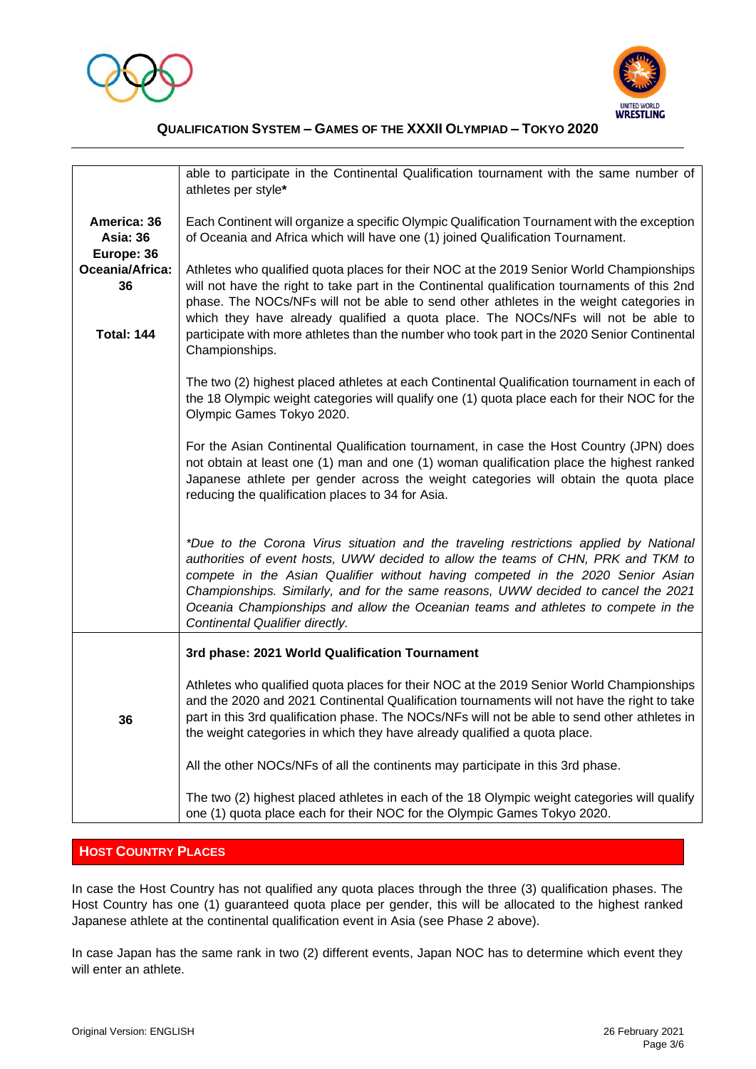| | |
|---|---|
| | able to participate in the Continental Qualification tournament with the same number of athletes per style* |
| **America: 36**<br>**Asia: 36**<br>**Europe: 36**<br>**Oceania/Africa: 36**<br><br>**Total: 144** | Each Continent will organize a specific Olympic Qualification Tournament with the exception of Oceania and Africa which will have one (1) joined Qualification Tournament.<br><br>Athletes who qualified quota places for their NOC at the 2019 Senior World Championships will not have the right to take part in the Continental qualification tournaments of this 2nd phase. The NOCs/NFs will not be able to send other athletes in the weight categories in which they have already qualified a quota place. The NOCs/NFs will not be able to participate with more athletes than the number who took part in the 2020 Senior Continental Championships.<br><br>The two (2) highest placed athletes at each Continental Qualification tournament in each of the 18 Olympic weight categories will qualify one (1) quota place each for their NOC for the Olympic Games Tokyo 2020.<br><br>For the Asian Continental Qualification tournament, in case the Host Country (JPN) does not obtain at least one (1) man and one (1) woman qualification place the highest ranked Japanese athlete per gender across the weight categories will obtain the quota place reducing the qualification places to 34 for Asia.<br><br>*\*Due to the Corona Virus situation and the traveling restrictions applied by National authorities of event hosts, UWW decided to allow the teams of CHN, PRK and TKM to compete in the Asian Qualifier without having competed in the 2020 Senior Asian Championships. Similarly, and for the same reasons, UWW decided to cancel the 2021 Oceania Championships and allow the Oceanian teams and athletes to compete in the Continental Qualifier directly.* |
| **36** | **3rd phase: 2021 World Qualification Tournament**<br><br>Athletes who qualified quota places for their NOC at the 2019 Senior World Championships and the 2020 and 2021 Continental Qualification tournaments will not have the right to take part in this 3rd qualification phase. The NOCs/NFs will not be able to send other athletes in the weight categories in which they have already qualified a quota place.<br><br>All the other NOCs/NFs of all the continents may participate in this 3rd phase.<br><br>The two (2) highest placed athletes in each of the 18 Olympic weight categories will qualify one (1) quota place each for their NOC for the Olympic Games Tokyo 2020. |

## HOST COUNTRY PLACES

In case the Host Country has not qualified any quota places through the three (3) qualification phases. The Host Country has one (1) guaranteed quota place per gender, this will be allocated to the highest ranked Japanese athlete at the continental qualification event in Asia (see Phase 2 above).

In case Japan has the same rank in two (2) different events, Japan NOC has to determine which event they will enter an athlete.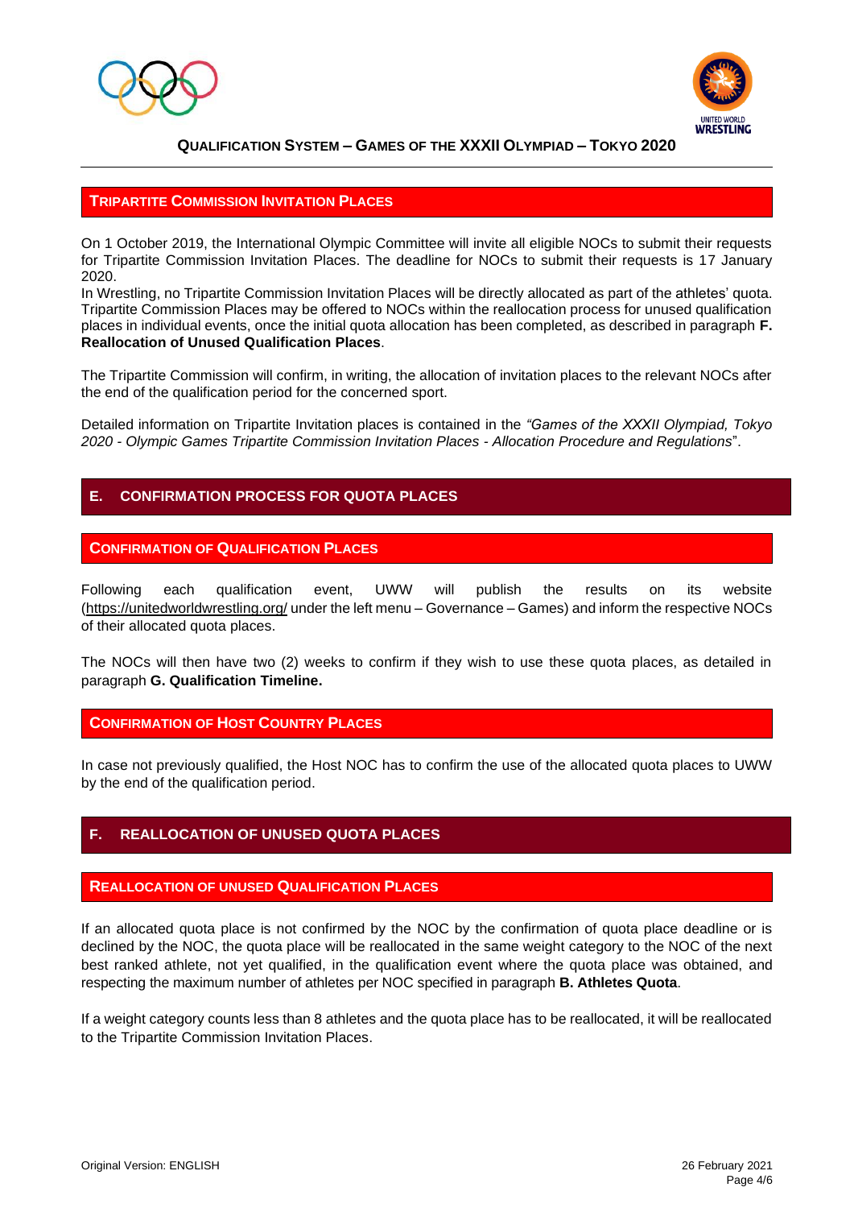### TRIPARTITE COMMISSION INVITATION PLACES

On 1 October 2019, the International Olympic Committee will invite all eligible NOCs to submit their requests for Tripartite Commission Invitation Places. The deadline for NOCs to submit their requests is 17 January 2020.
In Wrestling, no Tripartite Commission Invitation Places will be directly allocated as part of the athletes' quota. Tripartite Commission Places may be offered to NOCs within the reallocation process for unused qualification places in individual events, once the initial quota allocation has been completed, as described in paragraph **F. Reallocation of Unused Qualification Places**.

The Tripartite Commission will confirm, in writing, the allocation of invitation places to the relevant NOCs after the end of the qualification period for the concerned sport.

Detailed information on Tripartite Invitation places is contained in the *"Games of the XXXII Olympiad, Tokyo 2020 - Olympic Games Tripartite Commission Invitation Places - Allocation Procedure and Regulations*".

## E. CONFIRMATION PROCESS FOR QUOTA PLACES

### CONFIRMATION OF QUALIFICATION PLACES

Following each qualification event, UWW will publish the results on its website (https://unitedworldwrestling.org/ under the left menu – Governance – Games) and inform the respective NOCs of their allocated quota places.

The NOCs will then have two (2) weeks to confirm if they wish to use these quota places, as detailed in paragraph **G. Qualification Timeline.**

### CONFIRMATION OF HOST COUNTRY PLACES

In case not previously qualified, the Host NOC has to confirm the use of the allocated quota places to UWW by the end of the qualification period.

## F. REALLOCATION OF UNUSED QUOTA PLACES

### REALLOCATION OF UNUSED QUALIFICATION PLACES

If an allocated quota place is not confirmed by the NOC by the confirmation of quota place deadline or is declined by the NOC, the quota place will be reallocated in the same weight category to the NOC of the next best ranked athlete, not yet qualified, in the qualification event where the quota place was obtained, and respecting the maximum number of athletes per NOC specified in paragraph **B. Athletes Quota**.

If a weight category counts less than 8 athletes and the quota place has to be reallocated, it will be reallocated to the Tripartite Commission Invitation Places.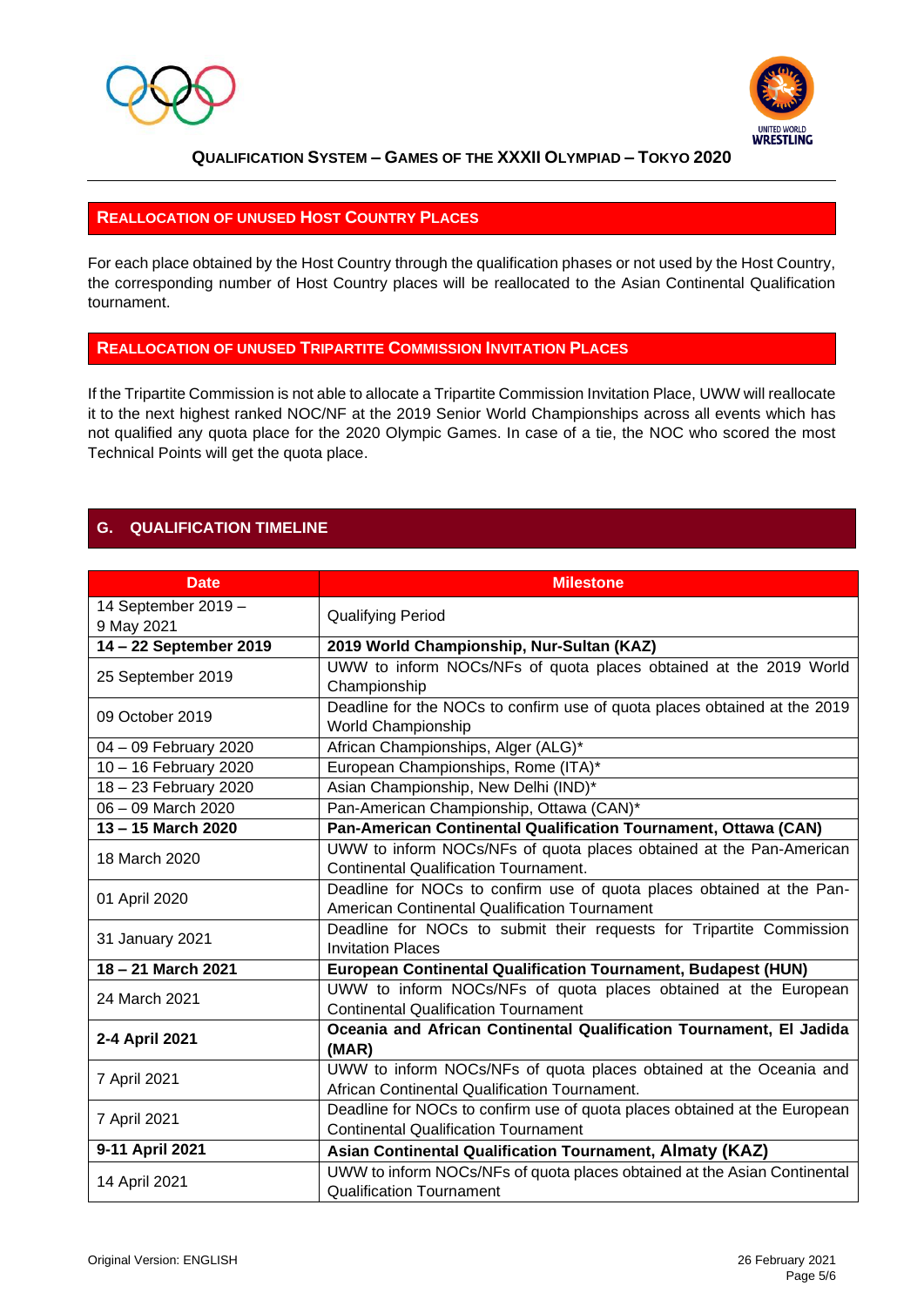## REALLOCATION OF UNUSED HOST COUNTRY PLACES

For each place obtained by the Host Country through the qualification phases or not used by the Host Country, the corresponding number of Host Country places will be reallocated to the Asian Continental Qualification tournament.

## REALLOCATION OF UNUSED TRIPARTITE COMMISSION INVITATION PLACES

If the Tripartite Commission is not able to allocate a Tripartite Commission Invitation Place, UWW will reallocate it to the next highest ranked NOC/NF at the 2019 Senior World Championships across all events which has not qualified any quota place for the 2020 Olympic Games. In case of a tie, the NOC who scored the most Technical Points will get the quota place.

# G. QUALIFICATION TIMELINE

| Date | Milestone |
|---|---|
| 14 September 2019 – 9 May 2021 | Qualifying Period |
| **14 – 22 September 2019** | **2019 World Championship, Nur-Sultan (KAZ)** |
| 25 September 2019 | UWW to inform NOCs/NFs of quota places obtained at the 2019 World Championship |
| 09 October 2019 | Deadline for the NOCs to confirm use of quota places obtained at the 2019 World Championship |
| 04 – 09 February 2020 | African Championships, Alger (ALG)* |
| 10 – 16 February 2020 | European Championships, Rome (ITA)* |
| 18 – 23 February 2020 | Asian Championship, New Delhi (IND)* |
| 06 – 09 March 2020 | Pan-American Championship, Ottawa (CAN)* |
| **13 – 15 March 2020** | **Pan-American Continental Qualification Tournament, Ottawa (CAN)** |
| 18 March 2020 | UWW to inform NOCs/NFs of quota places obtained at the Pan-American Continental Qualification Tournament. |
| 01 April 2020 | Deadline for NOCs to confirm use of quota places obtained at the Pan-American Continental Qualification Tournament |
| 31 January 2021 | Deadline for NOCs to submit their requests for Tripartite Commission Invitation Places |
| **18 – 21 March 2021** | **European Continental Qualification Tournament, Budapest (HUN)** |
| 24 March 2021 | UWW to inform NOCs/NFs of quota places obtained at the European Continental Qualification Tournament |
| **2-4 April 2021** | **Oceania and African Continental Qualification Tournament, El Jadida (MAR)** |
| 7 April 2021 | UWW to inform NOCs/NFs of quota places obtained at the Oceania and African Continental Qualification Tournament. |
| 7 April 2021 | Deadline for NOCs to confirm use of quota places obtained at the European Continental Qualification Tournament |
| **9-11 April 2021** | **Asian Continental Qualification Tournament, Almaty (KAZ)** |
| 14 April 2021 | UWW to inform NOCs/NFs of quota places obtained at the Asian Continental Qualification Tournament |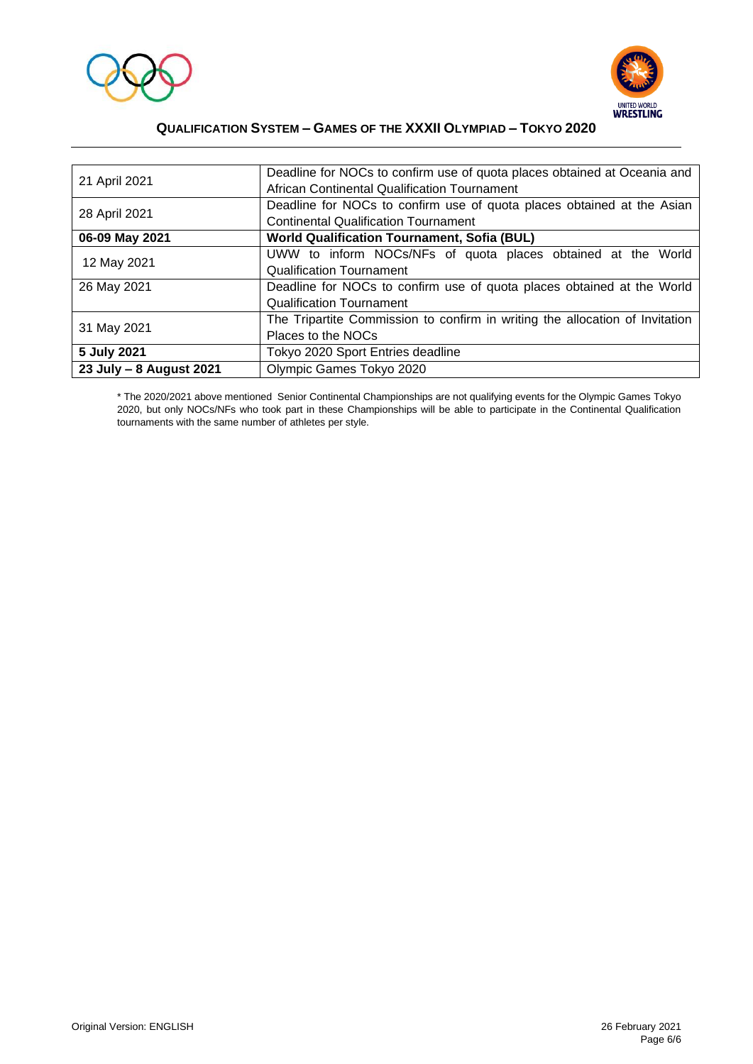| | |
|---|---|
| 21 April 2021 | Deadline for NOCs to confirm use of quota places obtained at Oceania and African Continental Qualification Tournament |
| 28 April 2021 | Deadline for NOCs to confirm use of quota places obtained at the Asian Continental Qualification Tournament |
| **06-09 May 2021** | **World Qualification Tournament, Sofia (BUL)** |
| 12 May 2021 | UWW to inform NOCs/NFs of quota places obtained at the World Qualification Tournament |
| 26 May 2021 | Deadline for NOCs to confirm use of quota places obtained at the World Qualification Tournament |
| 31 May 2021 | The Tripartite Commission to confirm in writing the allocation of Invitation Places to the NOCs |
| **5 July 2021** | Tokyo 2020 Sport Entries deadline |
| **23 July – 8 August 2021** | Olympic Games Tokyo 2020 |

* The 2020/2021 above mentioned Senior Continental Championships are not qualifying events for the Olympic Games Tokyo 2020, but only NOCs/NFs who took part in these Championships will be able to participate in the Continental Qualification tournaments with the same number of athletes per style.

Original Version: ENGLISH

26 February 2021